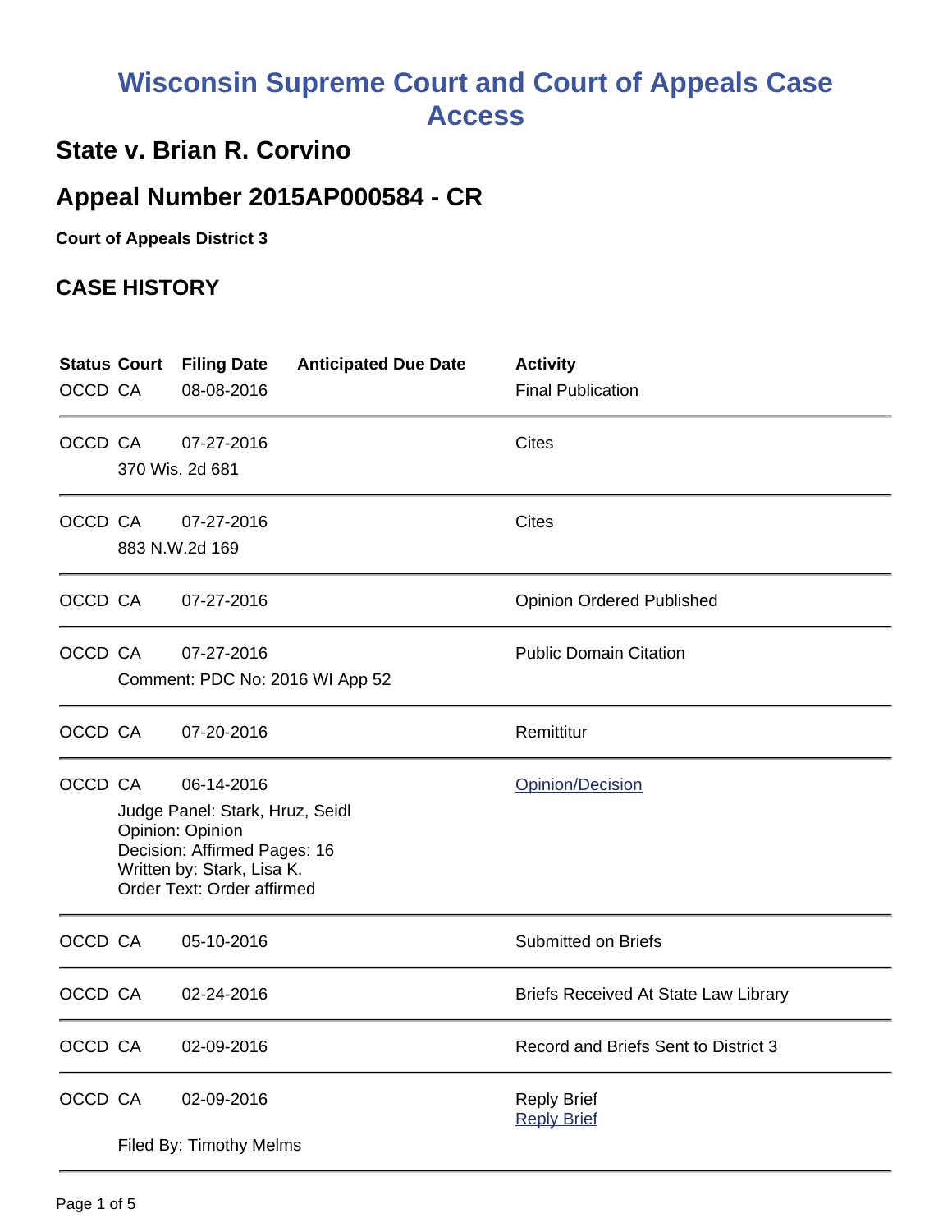# Wisconsin Supreme Court and Court of Appeals Case Access

## State v. Brian R. Corvino

## Appeal Number 2015AP000584 - CR

**Court of Appeals District 3**

### CASE HISTORY

| Status | Court | Filing Date | Anticipated Due Date | Activity |
|---|---|---|---|---|
| OCCD | CA | 08-08-2016 | | Final Publication |
| OCCD | CA | 07-27-2016<br>370 Wis. 2d 681 | | Cites |
| OCCD | CA | 07-27-2016<br>883 N.W.2d 169 | | Cites |
| OCCD | CA | 07-27-2016 | | Opinion Ordered Published |
| OCCD | CA | 07-27-2016<br>Comment: PDC No: 2016 WI App 52 | | Public Domain Citation |
| OCCD | CA | 07-20-2016 | | Remittitur |
| OCCD | CA | 06-14-2016<br>Judge Panel: Stark, Hruz, Seidl<br>Opinion: Opinion<br>Decision: Affirmed Pages: 16<br>Written by: Stark, Lisa K.<br>Order Text: Order affirmed | | Opinion/Decision |
| OCCD | CA | 05-10-2016 | | Submitted on Briefs |
| OCCD | CA | 02-24-2016 | | Briefs Received At State Law Library |
| OCCD | CA | 02-09-2016 | | Record and Briefs Sent to District 3 |
| OCCD | CA | 02-09-2016<br>Filed By: Timothy Melms | | Reply Brief<br>Reply Brief |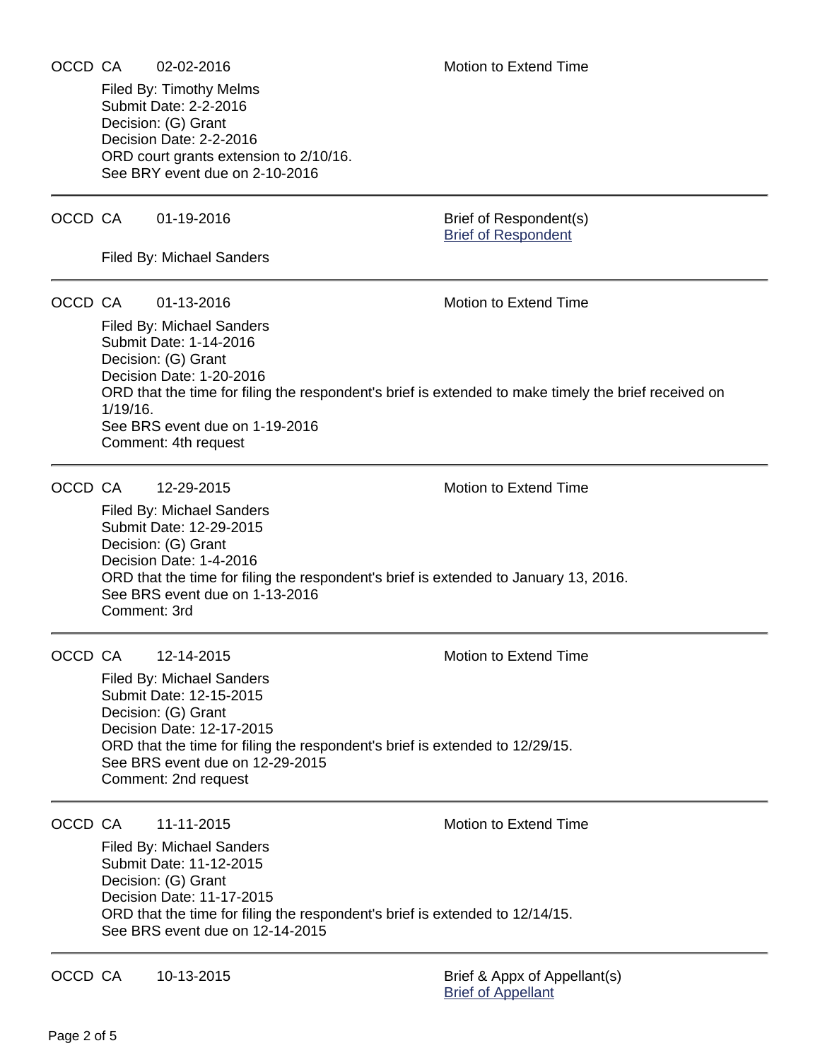OCCD CA 02-02-2016 Motion to Extend Time

Filed By: Timothy Melms
Submit Date: 2-2-2016
Decision: (G) Grant
Decision Date: 2-2-2016
ORD court grants extension to 2/10/16.
See BRY event due on 2-10-2016

---

OCCD CA 01-19-2016 Brief of Respondent(s)
[Brief of Respondent]

Filed By: Michael Sanders

---

OCCD CA 01-13-2016 Motion to Extend Time

Filed By: Michael Sanders
Submit Date: 1-14-2016
Decision: (G) Grant
Decision Date: 1-20-2016
ORD that the time for filing the respondent's brief is extended to make timely the brief received on 1/19/16.
See BRS event due on 1-19-2016
Comment: 4th request

---

OCCD CA 12-29-2015 Motion to Extend Time

Filed By: Michael Sanders
Submit Date: 12-29-2015
Decision: (G) Grant
Decision Date: 1-4-2016
ORD that the time for filing the respondent's brief is extended to January 13, 2016.
See BRS event due on 1-13-2016
Comment: 3rd

---

OCCD CA 12-14-2015 Motion to Extend Time

Filed By: Michael Sanders
Submit Date: 12-15-2015
Decision: (G) Grant
Decision Date: 12-17-2015
ORD that the time for filing the respondent's brief is extended to 12/29/15.
See BRS event due on 12-29-2015
Comment: 2nd request

---

OCCD CA 11-11-2015 Motion to Extend Time

Filed By: Michael Sanders
Submit Date: 11-12-2015
Decision: (G) Grant
Decision Date: 11-17-2015
ORD that the time for filing the respondent's brief is extended to 12/14/15.
See BRS event due on 12-14-2015

---

OCCD CA 10-13-2015 Brief & Appx of Appellant(s)
[Brief of Appellant]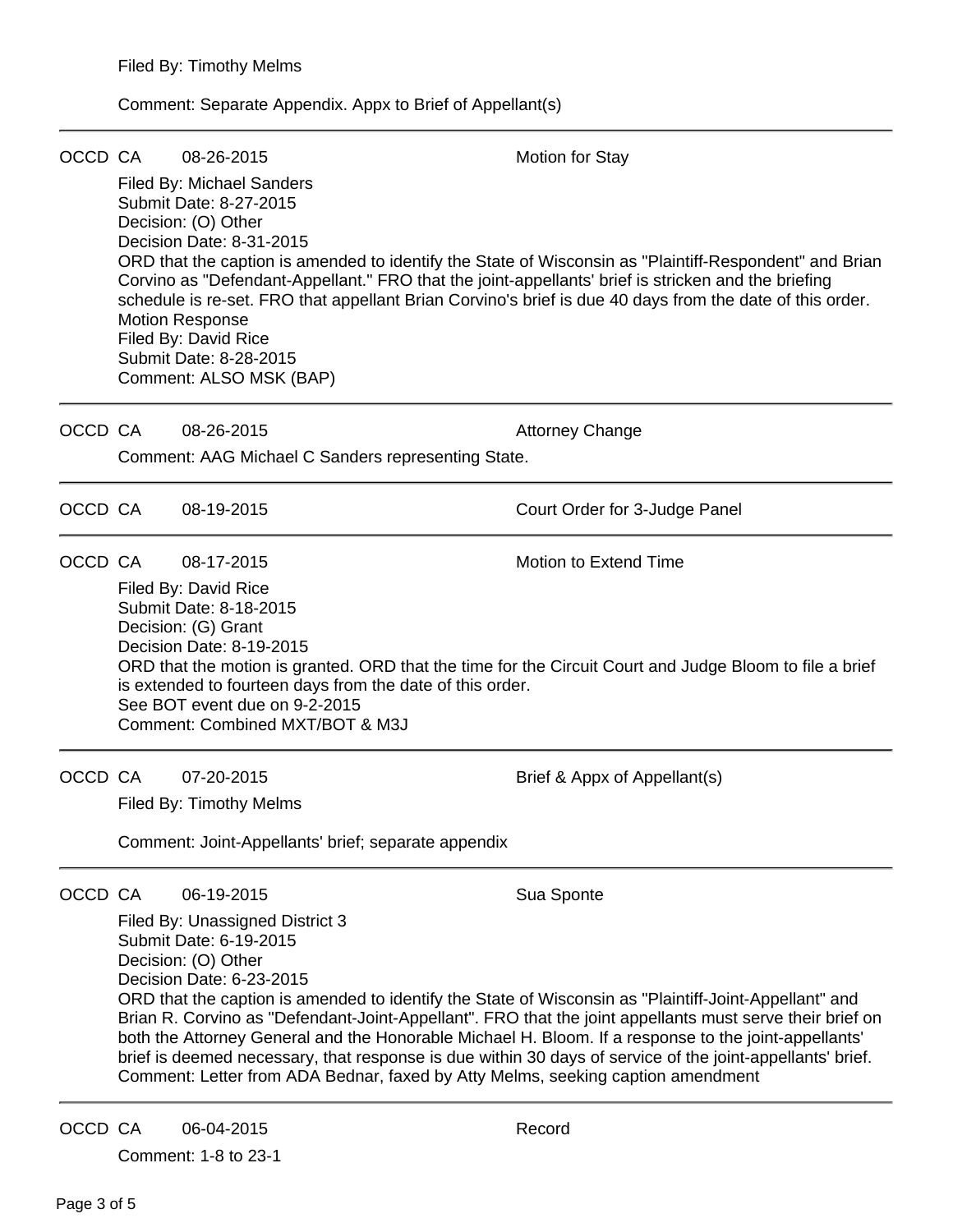Filed By: Timothy Melms

Comment: Separate Appendix. Appx to Brief of Appellant(s)

---

OCCD CA 08-26-2015 Motion for Stay

Filed By: Michael Sanders
Submit Date: 8-27-2015
Decision: (O) Other
Decision Date: 8-31-2015
ORD that the caption is amended to identify the State of Wisconsin as "Plaintiff-Respondent" and Brian Corvino as "Defendant-Appellant." FRO that the joint-appellants' brief is stricken and the briefing schedule is re-set. FRO that appellant Brian Corvino's brief is due 40 days from the date of this order.
Motion Response
Filed By: David Rice
Submit Date: 8-28-2015
Comment: ALSO MSK (BAP)

---

OCCD CA 08-26-2015 Attorney Change

Comment: AAG Michael C Sanders representing State.

---

OCCD CA 08-19-2015 Court Order for 3-Judge Panel

---

OCCD CA 08-17-2015 Motion to Extend Time

Filed By: David Rice
Submit Date: 8-18-2015
Decision: (G) Grant
Decision Date: 8-19-2015
ORD that the motion is granted. ORD that the time for the Circuit Court and Judge Bloom to file a brief is extended to fourteen days from the date of this order.
See BOT event due on 9-2-2015
Comment: Combined MXT/BOT & M3J

---

OCCD CA 07-20-2015 Brief & Appx of Appellant(s)

Filed By: Timothy Melms

Comment: Joint-Appellants' brief; separate appendix

---

OCCD CA 06-19-2015 Sua Sponte

Filed By: Unassigned District 3
Submit Date: 6-19-2015
Decision: (O) Other
Decision Date: 6-23-2015
ORD that the caption is amended to identify the State of Wisconsin as "Plaintiff-Joint-Appellant" and Brian R. Corvino as "Defendant-Joint-Appellant". FRO that the joint appellants must serve their brief on both the Attorney General and the Honorable Michael H. Bloom. If a response to the joint-appellants' brief is deemed necessary, that response is due within 30 days of service of the joint-appellants' brief.
Comment: Letter from ADA Bednar, faxed by Atty Melms, seeking caption amendment

---

OCCD CA 06-04-2015 Record

Comment: 1-8 to 23-1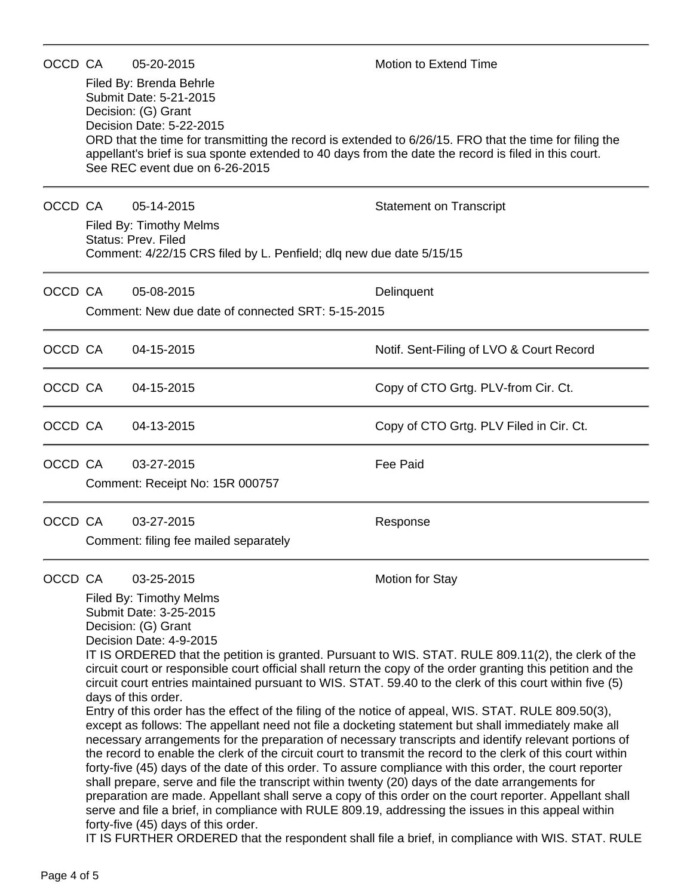OCCD CA 05-20-2015 Motion to Extend Time

Filed By: Brenda Behrle
Submit Date: 5-21-2015
Decision: (G) Grant
Decision Date: 5-22-2015
ORD that the time for transmitting the record is extended to 6/26/15. FRO that the time for filing the appellant's brief is sua sponte extended to 40 days from the date the record is filed in this court.
See REC event due on 6-26-2015

---

OCCD CA 05-14-2015 Statement on Transcript

Filed By: Timothy Melms
Status: Prev. Filed
Comment: 4/22/15 CRS filed by L. Penfield; dlq new due date 5/15/15

---

OCCD CA 05-08-2015 Delinquent

Comment: New due date of connected SRT: 5-15-2015

---

OCCD CA 04-15-2015 Notif. Sent-Filing of LVO & Court Record

---

OCCD CA 04-15-2015 Copy of CTO Grtg. PLV-from Cir. Ct.

---

OCCD CA 04-13-2015 Copy of CTO Grtg. PLV Filed in Cir. Ct.

---

OCCD CA 03-27-2015 Fee Paid

Comment: Receipt No: 15R 000757

---

OCCD CA 03-27-2015 Response

Comment: filing fee mailed separately

---

OCCD CA 03-25-2015 Motion for Stay

Filed By: Timothy Melms
Submit Date: 3-25-2015
Decision: (G) Grant
Decision Date: 4-9-2015
IT IS ORDERED that the petition is granted. Pursuant to WIS. STAT. RULE 809.11(2), the clerk of the circuit court or responsible court official shall return the copy of the order granting this petition and the circuit court entries maintained pursuant to WIS. STAT. 59.40 to the clerk of this court within five (5) days of this order.
Entry of this order has the effect of the filing of the notice of appeal, WIS. STAT. RULE 809.50(3), except as follows: The appellant need not file a docketing statement but shall immediately make all necessary arrangements for the preparation of necessary transcripts and identify relevant portions of the record to enable the clerk of the circuit court to transmit the record to the clerk of this court within forty-five (45) days of the date of this order. To assure compliance with this order, the court reporter shall prepare, serve and file the transcript within twenty (20) days of the date arrangements for preparation are made. Appellant shall serve a copy of this order on the court reporter. Appellant shall serve and file a brief, in compliance with RULE 809.19, addressing the issues in this appeal within forty-five (45) days of this order.
IT IS FURTHER ORDERED that the respondent shall file a brief, in compliance with WIS. STAT. RULE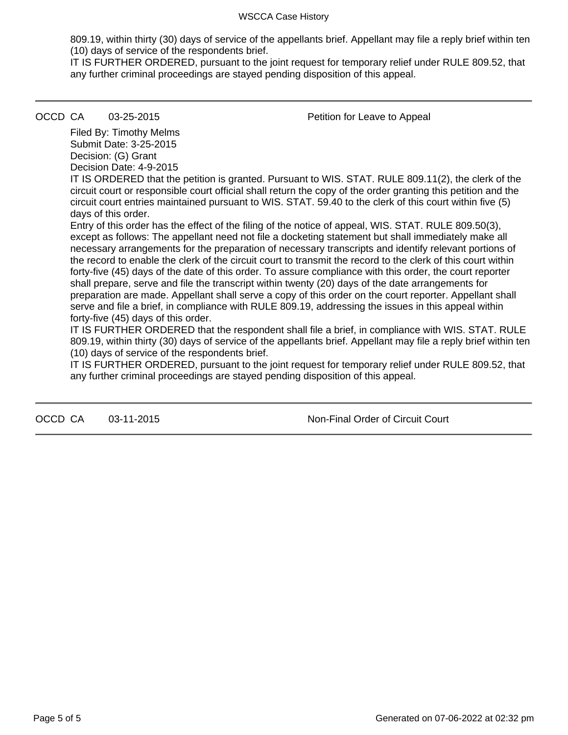809.19, within thirty (30) days of service of the appellants brief. Appellant may file a reply brief within ten (10) days of service of the respondents brief.
IT IS FURTHER ORDERED, pursuant to the joint request for temporary relief under RULE 809.52, that any further criminal proceedings are stayed pending disposition of this appeal.

---

OCCD CA 03-25-2015 Petition for Leave to Appeal

Filed By: Timothy Melms
Submit Date: 3-25-2015
Decision: (G) Grant
Decision Date: 4-9-2015
IT IS ORDERED that the petition is granted. Pursuant to WIS. STAT. RULE 809.11(2), the clerk of the circuit court or responsible court official shall return the copy of the order granting this petition and the circuit court entries maintained pursuant to WIS. STAT. 59.40 to the clerk of this court within five (5) days of this order.
Entry of this order has the effect of the filing of the notice of appeal, WIS. STAT. RULE 809.50(3), except as follows: The appellant need not file a docketing statement but shall immediately make all necessary arrangements for the preparation of necessary transcripts and identify relevant portions of the record to enable the clerk of the circuit court to transmit the record to the clerk of this court within forty-five (45) days of the date of this order. To assure compliance with this order, the court reporter shall prepare, serve and file the transcript within twenty (20) days of the date arrangements for preparation are made. Appellant shall serve a copy of this order on the court reporter. Appellant shall serve and file a brief, in compliance with RULE 809.19, addressing the issues in this appeal within forty-five (45) days of this order.
IT IS FURTHER ORDERED that the respondent shall file a brief, in compliance with WIS. STAT. RULE 809.19, within thirty (30) days of service of the appellants brief. Appellant may file a reply brief within ten (10) days of service of the respondents brief.
IT IS FURTHER ORDERED, pursuant to the joint request for temporary relief under RULE 809.52, that any further criminal proceedings are stayed pending disposition of this appeal.

---

OCCD CA 03-11-2015 Non-Final Order of Circuit Court

---